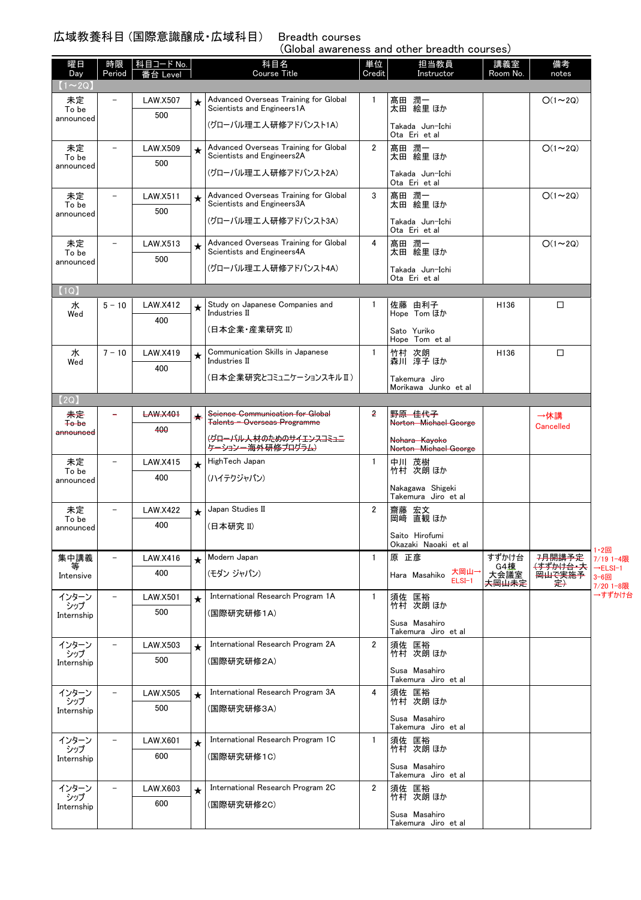# 広域教養科目（国際意識醸成・広域科目） Breadth courses (Global awareness and other breadth courses)

| 曜日 Day | 時限 Period | 科目コード No. 番台 Level | | 科目名 Course Title | 単位 Credit | 担当教員 Instructor | 講義室 Room No. | 備考 notes |
|---|---|---|---|---|---|---|---|---|
| 【1～2Q】 | | | | | | | | |
| 未定 To be announced | － | LAW.X507 500 | ★ | Advanced Overseas Training for Global Scientists and Engineers1A (グローバル理工人研修アドバンスト1A) | 1 | 髙田 潤一 太田 絵里 ほか Takada Jun-Ichi Ota Eri et al | | ○(1～2Q) |
| 未定 To be announced | － | LAW.X509 500 | ★ | Advanced Overseas Training for Global Scientists and Engineers2A (グローバル理工人研修アドバンスト2A) | 2 | 髙田 潤一 太田 絵里 ほか Takada Jun-Ichi Ota Eri et al | | ○(1～2Q) |
| 未定 To be announced | － | LAW.X511 500 | ★ | Advanced Overseas Training for Global Scientists and Engineers3A (グローバル理工人研修アドバンスト3A) | 3 | 髙田 潤一 太田 絵里 ほか Takada Jun-Ichi Ota Eri et al | | ○(1～2Q) |
| 未定 To be announced | － | LAW.X513 500 | ★ | Advanced Overseas Training for Global Scientists and Engineers4A (グローバル理工人研修アドバンスト4A) | 4 | 髙田 潤一 太田 絵里 ほか Takada Jun-Ichi Ota Eri et al | | ○(1～2Q) |
| 【1Q】 | | | | | | | | |
| 水 Wed | 5－10 | LAW.X412 400 | ★ | Study on Japanese Companies and Industries II (日本企業・産業研究 II) | 1 | 佐藤 由利子 Hope Tom ほか Sato Yuriko Hope Tom et al | H136 | □ |
| 水 Wed | 7－10 | LAW.X419 400 | ★ | Communication Skills in Japanese Industries II (日本企業研究とコミュニケーションスキルⅡ) | 1 | 竹村 次朗 森川 淳子 ほか Takemura Jiro Morikawa Junko et al | H136 | □ |
| 【2Q】 | | | | | | | | |
| 未定 ~~To be announced~~ | － | ~~LAW.X401~~ 400 | ★ | ~~Science Communication for Global Talents – Overseas Programme~~ ~~(グローバル人材のためのサイエンスコミュニケーション―海外研修プログラム)~~ | ~~2~~ | ~~野原 佳代子~~ ~~Norton Michael George~~ ~~Nohara Kayoko~~ ~~Norton Michael George~~ | | →休講 Cancelled |
| 未定 To be announced | － | LAW.X415 400 | ★ | HighTech Japan (ハイテクジャパン) | 1 | 中川 茂樹 竹村 次朗 ほか Nakagawa Shigeki Takemura Jiro et al | | |
| 未定 To be announced | － | LAW.X422 400 | ★ | Japan Studies II (日本研究 II) | 2 | 齋藤 宏文 岡崎 直観 ほか Saito Hirofumi Okazaki Naoaki et al | | |
| 集中講義等 Intensive | － | LAW.X416 400 | ★ | Modern Japan (モダン ジャパン) | 1 | 原 正彦 Hara Masahiko | すずかけ台 G4棟 大会議室 大岡山未定 大岡山→ELSI-1 | ~~7月開講予定 (すずかけ台・大岡山で実施予定)~~ 1・2回 7/19 1-4限 →ELSI-1 3-6回 7/20 1-8限 →すずかけ台 |
| インターンシップ Internship | － | LAW.X501 500 | ★ | International Research Program 1A (国際研究研修1A) | 1 | 須佐 匡裕 竹村 次朗 ほか Susa Masahiro Takemura Jiro et al | | |
| インターンシップ Internship | － | LAW.X503 500 | ★ | International Research Program 2A (国際研究研修2A) | 2 | 須佐 匡裕 竹村 次朗 ほか Susa Masahiro Takemura Jiro et al | | |
| インターンシップ Internship | － | LAW.X505 500 | ★ | International Research Program 3A (国際研究研修3A) | 4 | 須佐 匡裕 竹村 次朗 ほか Susa Masahiro Takemura Jiro et al | | |
| インターンシップ Internship | － | LAW.X601 600 | ★ | International Research Program 1C (国際研究研修1C) | 1 | 須佐 匡裕 竹村 次朗 ほか Susa Masahiro Takemura Jiro et al | | |
| インターンシップ Internship | － | LAW.X603 600 | ★ | International Research Program 2C (国際研究研修2C) | 2 | 須佐 匡裕 竹村 次朗 ほか Susa Masahiro Takemura Jiro et al | | |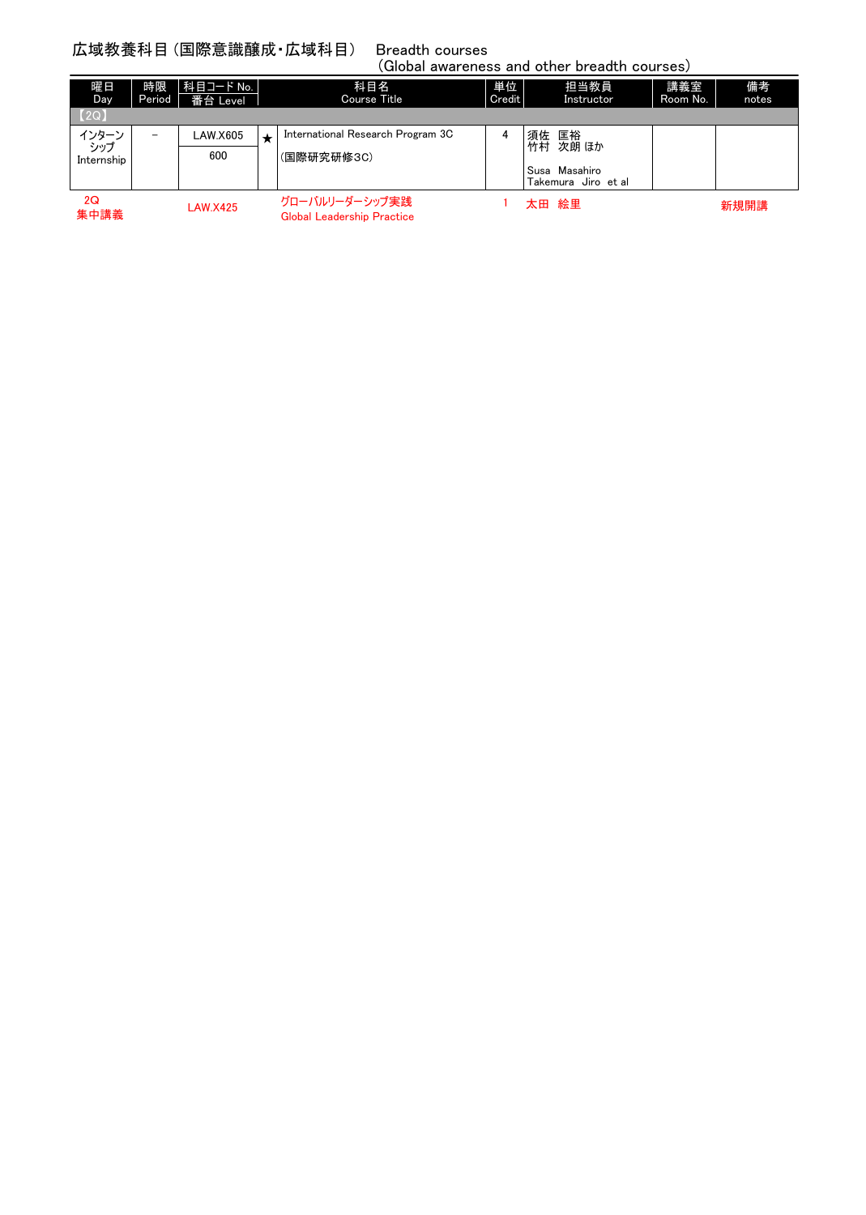## 広域教養科目 (国際意識醸成・広域科目)　Breadth courses (Global awareness and other breadth courses)

| 曜日 Day | 時限 Period | 科目コード No. 番台 Level | | 科目名 Course Title | 単位 Credit | 担当教員 Instructor | 講義室 Room No. | 備考 notes |
|---|---|---|---|---|---|---|---|---|
| 【2Q】 | | | | | | | | |
| インターンシップ Internship | － | LAW.X605<br>600 | ★ | International Research Program 3C<br>(国際研究研修3C) | 4 | 須佐 匡裕<br>竹村 次朗 ほか<br>Susa Masahiro<br>Takemura Jiro et al | | |
| 2Q<br>集中講義 | | LAW.X425 | | グローバルリーダーシップ実践<br>Global Leadership Practice | 1 | 太田 絵里 | | 新規開講 |